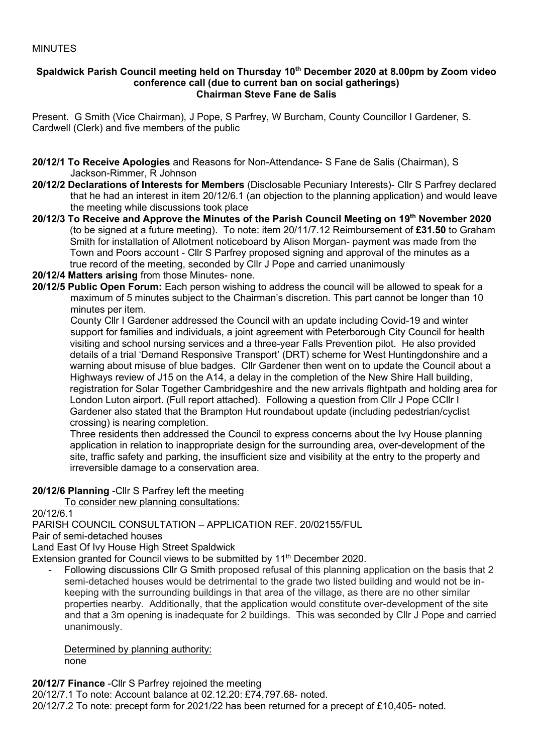MINUTES

**Spaldwick Parish Council meeting held on Thursday 10th December 2020 at 8.00pm by Zoom video conference call (due to current ban on social gatherings)**
**Chairman Steve Fane de Salis**

Present. G Smith (Vice Chairman), J Pope, S Parfrey, W Burcham, County Councillor I Gardener, S. Cardwell (Clerk) and five members of the public

**20/12/1 To Receive Apologies** and Reasons for Non-Attendance- S Fane de Salis (Chairman), S Jackson-Rimmer, R Johnson

**20/12/2 Declarations of Interests for Members** (Disclosable Pecuniary Interests)- Cllr S Parfrey declared that he had an interest in item 20/12/6.1 (an objection to the planning application) and would leave the meeting while discussions took place

**20/12/3 To Receive and Approve the Minutes of the Parish Council Meeting on 19th November 2020** (to be signed at a future meeting). To note: item 20/11/7.12 Reimbursement of **£31.50** to Graham Smith for installation of Allotment noticeboard by Alison Morgan- payment was made from the Town and Poors account - Cllr S Parfrey proposed signing and approval of the minutes as a true record of the meeting, seconded by Cllr J Pope and carried unanimously

**20/12/4 Matters arising** from those Minutes- none.

**20/12/5 Public Open Forum:** Each person wishing to address the council will be allowed to speak for a maximum of 5 minutes subject to the Chairman's discretion. This part cannot be longer than 10 minutes per item.

County Cllr I Gardener addressed the Council with an update including Covid-19 and winter support for families and individuals, a joint agreement with Peterborough City Council for health visiting and school nursing services and a three-year Falls Prevention pilot. He also provided details of a trial 'Demand Responsive Transport' (DRT) scheme for West Huntingdonshire and a warning about misuse of blue badges. Cllr Gardener then went on to update the Council about a Highways review of J15 on the A14, a delay in the completion of the New Shire Hall building, registration for Solar Together Cambridgeshire and the new arrivals flightpath and holding area for London Luton airport. (Full report attached). Following a question from Cllr J Pope CCllr I Gardener also stated that the Brampton Hut roundabout update (including pedestrian/cyclist crossing) is nearing completion.

Three residents then addressed the Council to express concerns about the Ivy House planning application in relation to inappropriate design for the surrounding area, over-development of the site, traffic safety and parking, the insufficient size and visibility at the entry to the property and irreversible damage to a conservation area.

**20/12/6 Planning** -Cllr S Parfrey left the meeting

To consider new planning consultations:

20/12/6.1

PARISH COUNCIL CONSULTATION – APPLICATION REF. 20/02155/FUL

Pair of semi-detached houses

Land East Of Ivy House High Street Spaldwick

Extension granted for Council views to be submitted by 11th December 2020.

- Following discussions Cllr G Smith proposed refusal of this planning application on the basis that 2 semi-detached houses would be detrimental to the grade two listed building and would not be in-keeping with the surrounding buildings in that area of the village, as there are no other similar properties nearby. Additionally, that the application would constitute over-development of the site and that a 3m opening is inadequate for 2 buildings. This was seconded by Cllr J Pope and carried unanimously.

Determined by planning authority:
none

**20/12/7 Finance** -Cllr S Parfrey rejoined the meeting

20/12/7.1 To note: Account balance at 02.12.20: £74,797.68- noted.

20/12/7.2 To note: precept form for 2021/22 has been returned for a precept of £10,405- noted.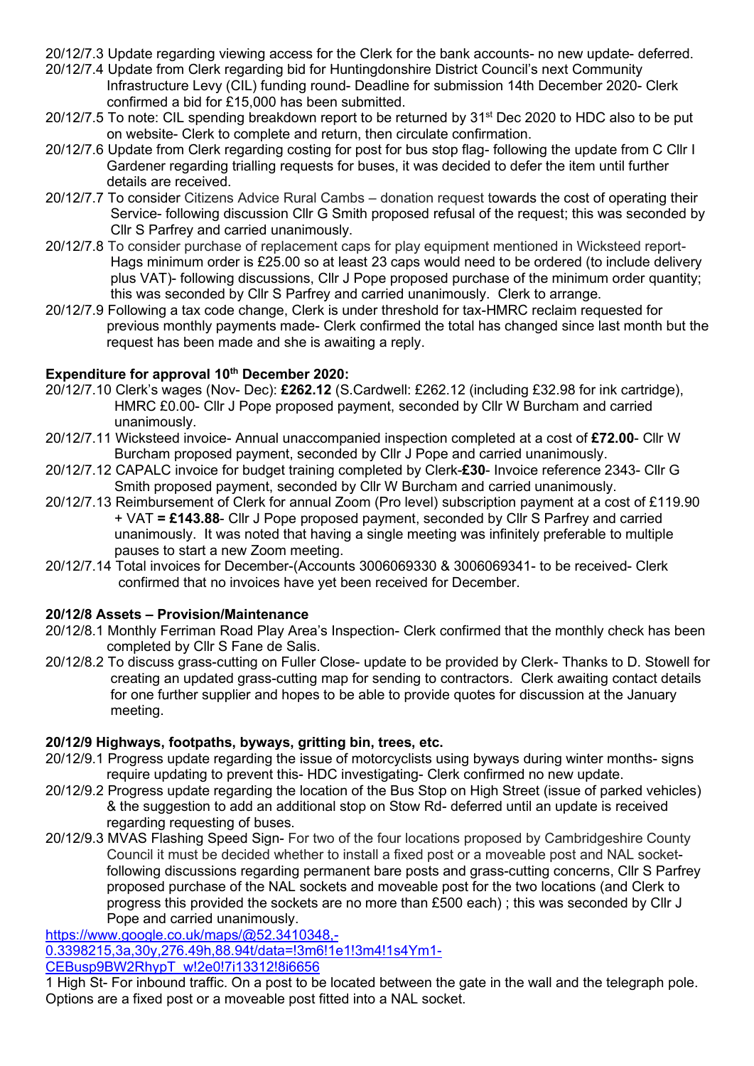20/12/7.3 Update regarding viewing access for the Clerk for the bank accounts- no new update- deferred.

20/12/7.4 Update from Clerk regarding bid for Huntingdonshire District Council's next Community Infrastructure Levy (CIL) funding round- Deadline for submission 14th December 2020- Clerk confirmed a bid for £15,000 has been submitted.

20/12/7.5 To note: CIL spending breakdown report to be returned by 31st Dec 2020 to HDC also to be put on website- Clerk to complete and return, then circulate confirmation.

20/12/7.6 Update from Clerk regarding costing for post for bus stop flag- following the update from C Cllr I Gardener regarding trialling requests for buses, it was decided to defer the item until further details are received.

20/12/7.7 To consider Citizens Advice Rural Cambs – donation request towards the cost of operating their Service- following discussion Cllr G Smith proposed refusal of the request; this was seconded by Cllr S Parfrey and carried unanimously.

20/12/7.8 To consider purchase of replacement caps for play equipment mentioned in Wicksteed report- Hags minimum order is £25.00 so at least 23 caps would need to be ordered (to include delivery plus VAT)- following discussions, Cllr J Pope proposed purchase of the minimum order quantity; this was seconded by Cllr S Parfrey and carried unanimously. Clerk to arrange.

20/12/7.9 Following a tax code change, Clerk is under threshold for tax-HMRC reclaim requested for previous monthly payments made- Clerk confirmed the total has changed since last month but the request has been made and she is awaiting a reply.

**Expenditure for approval 10th December 2020:**

20/12/7.10 Clerk's wages (Nov- Dec): **£262.12** (S.Cardwell: £262.12 (including £32.98 for ink cartridge), HMRC £0.00- Cllr J Pope proposed payment, seconded by Cllr W Burcham and carried unanimously.

20/12/7.11 Wicksteed invoice- Annual unaccompanied inspection completed at a cost of **£72.00**- Cllr W Burcham proposed payment, seconded by Cllr J Pope and carried unanimously.

20/12/7.12 CAPALC invoice for budget training completed by Clerk-**£30**- Invoice reference 2343- Cllr G Smith proposed payment, seconded by Cllr W Burcham and carried unanimously.

20/12/7.13 Reimbursement of Clerk for annual Zoom (Pro level) subscription payment at a cost of £119.90 + VAT **= £143.88**- Cllr J Pope proposed payment, seconded by Cllr S Parfrey and carried unanimously. It was noted that having a single meeting was infinitely preferable to multiple pauses to start a new Zoom meeting.

20/12/7.14 Total invoices for December-(Accounts 3006069330 & 3006069341- to be received- Clerk confirmed that no invoices have yet been received for December.

**20/12/8 Assets – Provision/Maintenance**

20/12/8.1 Monthly Ferriman Road Play Area's Inspection- Clerk confirmed that the monthly check has been completed by Cllr S Fane de Salis.

20/12/8.2 To discuss grass-cutting on Fuller Close- update to be provided by Clerk- Thanks to D. Stowell for creating an updated grass-cutting map for sending to contractors. Clerk awaiting contact details for one further supplier and hopes to be able to provide quotes for discussion at the January meeting.

**20/12/9 Highways, footpaths, byways, gritting bin, trees, etc.**

20/12/9.1 Progress update regarding the issue of motorcyclists using byways during winter months- signs require updating to prevent this- HDC investigating- Clerk confirmed no new update.

20/12/9.2 Progress update regarding the location of the Bus Stop on High Street (issue of parked vehicles) & the suggestion to add an additional stop on Stow Rd- deferred until an update is received regarding requesting of buses.

20/12/9.3 MVAS Flashing Speed Sign- For two of the four locations proposed by Cambridgeshire County Council it must be decided whether to install a fixed post or a moveable post and NAL socket- following discussions regarding permanent bare posts and grass-cutting concerns, Cllr S Parfrey proposed purchase of the NAL sockets and moveable post for the two locations (and Clerk to progress this provided the sockets are no more than £500 each) ; this was seconded by Cllr J Pope and carried unanimously.

https://www.google.co.uk/maps/@52.3410348,-0.3398215,3a,30y,276.49h,88.94t/data=!3m6!1e1!3m4!1s4Ym1-CEBusp9BW2RhypT_w!2e0!7i13312!8i6656

1 High St- For inbound traffic. On a post to be located between the gate in the wall and the telegraph pole. Options are a fixed post or a moveable post fitted into a NAL socket.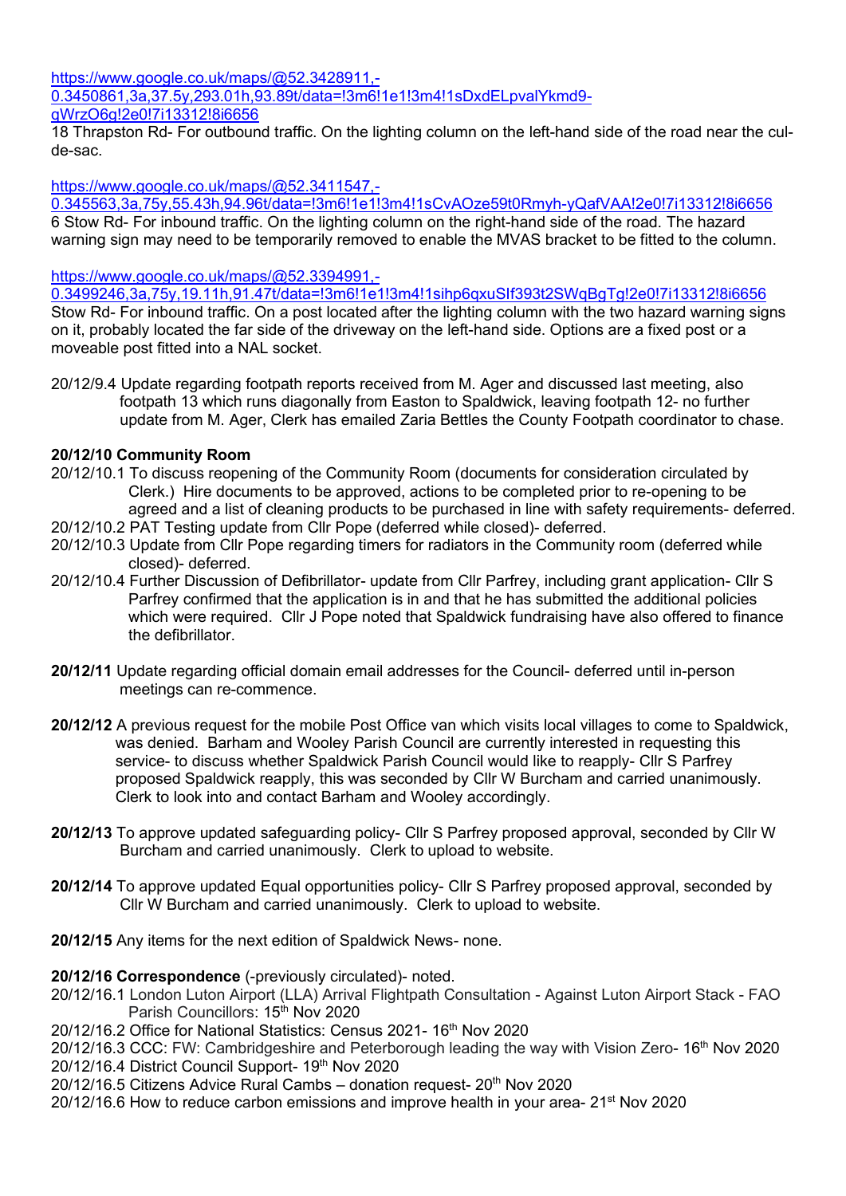https://www.google.co.uk/maps/@52.3428911,-0.3450861,3a,37.5y,293.01h,93.89t/data=!3m6!1e1!3m4!1sDxdELpvalYkmd9-gWrzO6g!2e0!7i13312!8i6656
18 Thrapston Rd- For outbound traffic. On the lighting column on the left-hand side of the road near the cul-de-sac.

https://www.google.co.uk/maps/@52.3411547,-0.345563,3a,75y,55.43h,94.96t/data=!3m6!1e1!3m4!1sCvAOze59t0Rmyh-yQafVAA!2e0!7i13312!8i6656
6 Stow Rd- For inbound traffic. On the lighting column on the right-hand side of the road. The hazard warning sign may need to be temporarily removed to enable the MVAS bracket to be fitted to the column.

https://www.google.co.uk/maps/@52.3394991,-0.3499246,3a,75y,19.11h,91.47t/data=!3m6!1e1!3m4!1sihp6qxuSIf393t2SWqBgTg!2e0!7i13312!8i6656
Stow Rd- For inbound traffic. On a post located after the lighting column with the two hazard warning signs on it, probably located the far side of the driveway on the left-hand side. Options are a fixed post or a moveable post fitted into a NAL socket.

20/12/9.4 Update regarding footpath reports received from M. Ager and discussed last meeting, also footpath 13 which runs diagonally from Easton to Spaldwick, leaving footpath 12- no further update from M. Ager, Clerk has emailed Zaria Bettles the County Footpath coordinator to chase.

**20/12/10 Community Room**

20/12/10.1 To discuss reopening of the Community Room (documents for consideration circulated by Clerk.) Hire documents to be approved, actions to be completed prior to re-opening to be agreed and a list of cleaning products to be purchased in line with safety requirements- deferred.

20/12/10.2 PAT Testing update from Cllr Pope (deferred while closed)- deferred.

20/12/10.3 Update from Cllr Pope regarding timers for radiators in the Community room (deferred while closed)- deferred.

20/12/10.4 Further Discussion of Defibrillator- update from Cllr Parfrey, including grant application- Cllr S Parfrey confirmed that the application is in and that he has submitted the additional policies which were required. Cllr J Pope noted that Spaldwick fundraising have also offered to finance the defibrillator.

**20/12/11** Update regarding official domain email addresses for the Council- deferred until in-person meetings can re-commence.

**20/12/12** A previous request for the mobile Post Office van which visits local villages to come to Spaldwick, was denied. Barham and Wooley Parish Council are currently interested in requesting this service- to discuss whether Spaldwick Parish Council would like to reapply- Cllr S Parfrey proposed Spaldwick reapply, this was seconded by Cllr W Burcham and carried unanimously. Clerk to look into and contact Barham and Wooley accordingly.

**20/12/13** To approve updated safeguarding policy- Cllr S Parfrey proposed approval, seconded by Cllr W Burcham and carried unanimously. Clerk to upload to website.

**20/12/14** To approve updated Equal opportunities policy- Cllr S Parfrey proposed approval, seconded by Cllr W Burcham and carried unanimously. Clerk to upload to website.

**20/12/15** Any items for the next edition of Spaldwick News- none.

**20/12/16 Correspondence** (-previously circulated)- noted.

20/12/16.1 London Luton Airport (LLA) Arrival Flightpath Consultation - Against Luton Airport Stack - FAO Parish Councillors: 15th Nov 2020

20/12/16.2 Office for National Statistics: Census 2021- 16th Nov 2020

20/12/16.3 CCC: FW: Cambridgeshire and Peterborough leading the way with Vision Zero- 16th Nov 2020

20/12/16.4 District Council Support- 19th Nov 2020

20/12/16.5 Citizens Advice Rural Cambs – donation request- 20th Nov 2020

20/12/16.6 How to reduce carbon emissions and improve health in your area- 21st Nov 2020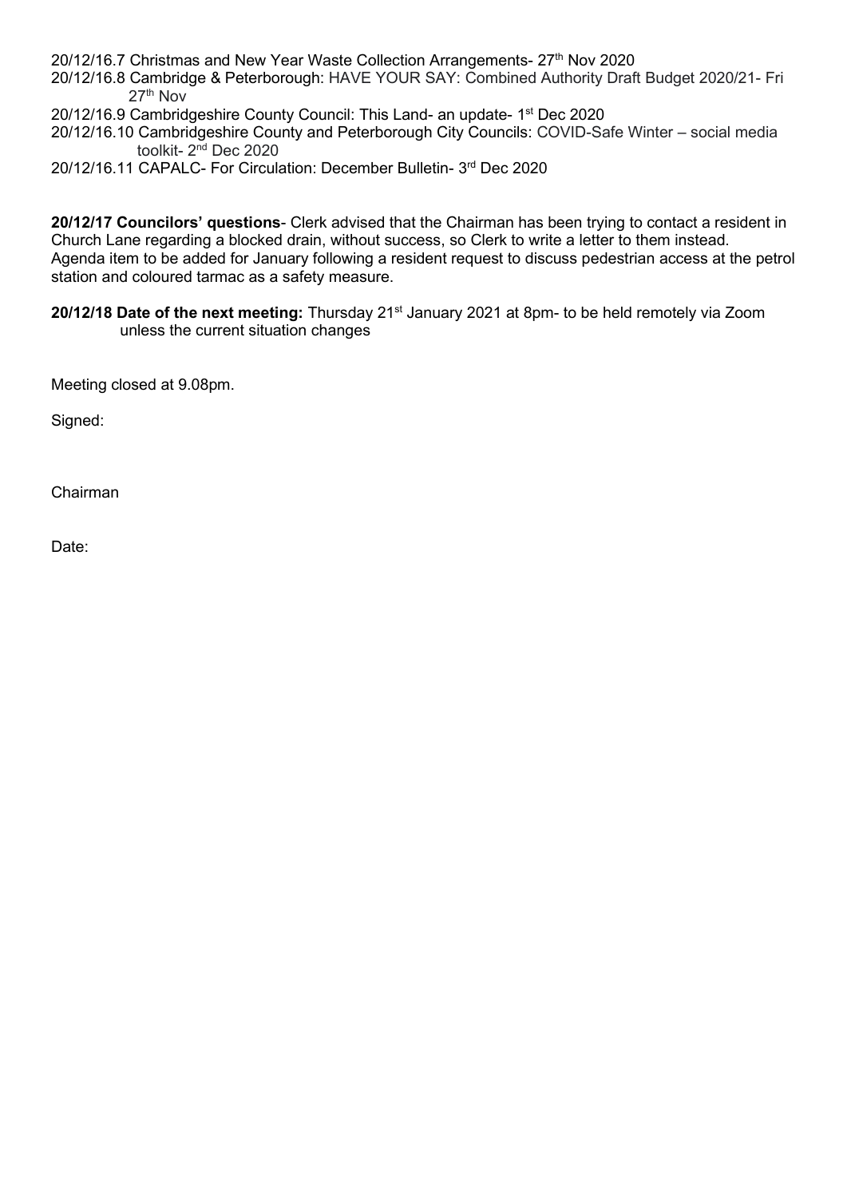20/12/16.7 Christmas and New Year Waste Collection Arrangements- 27th Nov 2020

20/12/16.8 Cambridge & Peterborough: HAVE YOUR SAY: Combined Authority Draft Budget 2020/21- Fri 27th Nov

20/12/16.9 Cambridgeshire County Council: This Land- an update- 1st Dec 2020

20/12/16.10 Cambridgeshire County and Peterborough City Councils: COVID-Safe Winter – social media toolkit- 2nd Dec 2020

20/12/16.11 CAPALC- For Circulation: December Bulletin- 3rd Dec 2020

**20/12/17 Councilors' questions**- Clerk advised that the Chairman has been trying to contact a resident in Church Lane regarding a blocked drain, without success, so Clerk to write a letter to them instead. Agenda item to be added for January following a resident request to discuss pedestrian access at the petrol station and coloured tarmac as a safety measure.

**20/12/18 Date of the next meeting:** Thursday 21st January 2021 at 8pm- to be held remotely via Zoom unless the current situation changes

Meeting closed at 9.08pm.

Signed:

Chairman

Date: